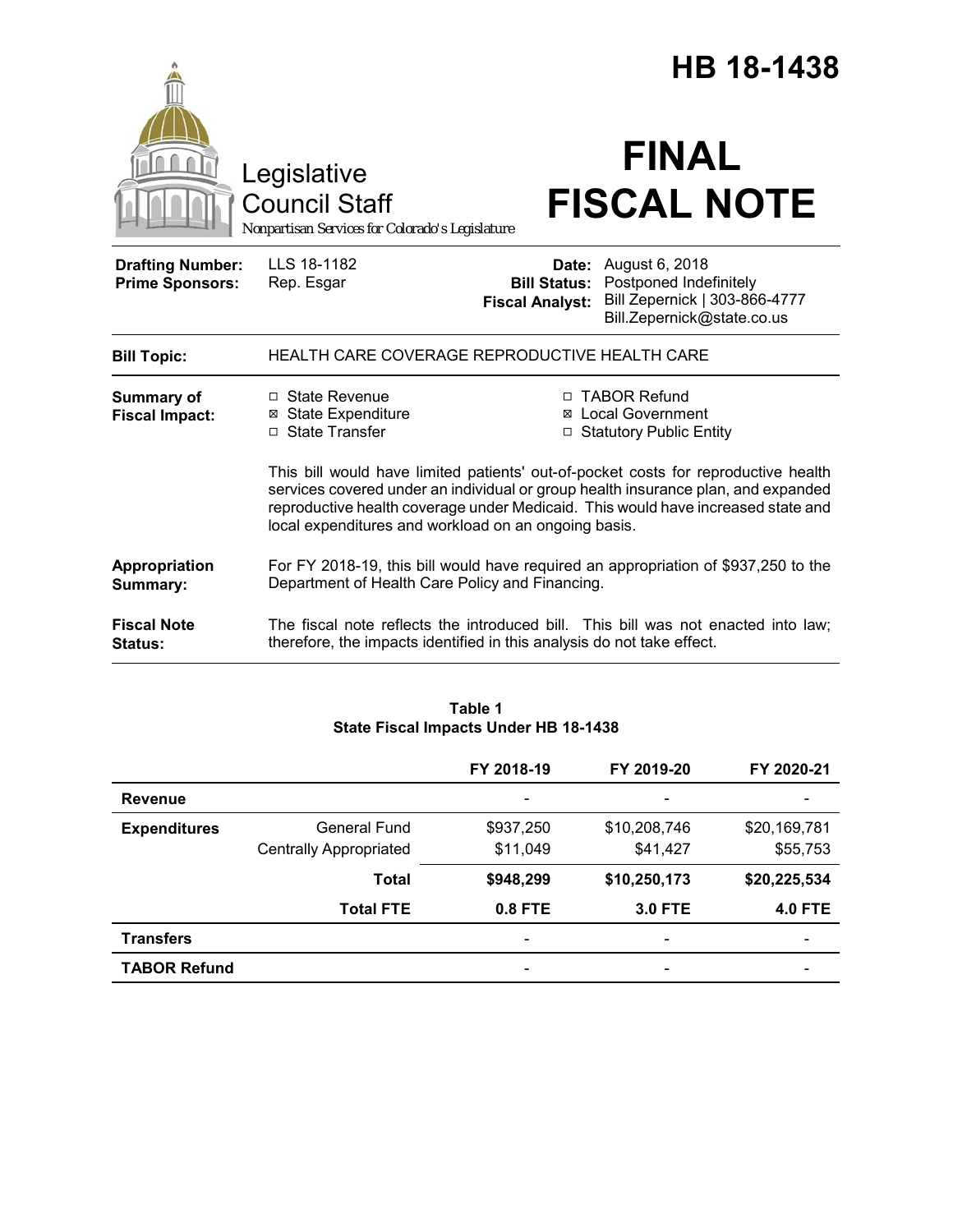# HB 18-1438

Legislative Council Staff
*Nonpartisan Services for Colorado's Legislature*

# FINAL FISCAL NOTE

| | | | |
|---|---|---|---|
| **Drafting Number:** | LLS 18-1182 | **Date:** | August 6, 2018 |
| **Prime Sponsors:** | Rep. Esgar | **Bill Status:** | Postponed Indefinitely |
| | | **Fiscal Analyst:** | Bill Zepernick \| 303-866-4777<br>Bill.Zepernick@state.co.us |

**Bill Topic:** HEALTH CARE COVERAGE REPRODUCTIVE HEALTH CARE

**Summary of Fiscal Impact:**

- ☐ State Revenue
- ☒ State Expenditure
- ☐ State Transfer
- ☐ TABOR Refund
- ☒ Local Government
- ☐ Statutory Public Entity

This bill would have limited patients' out-of-pocket costs for reproductive health services covered under an individual or group health insurance plan, and expanded reproductive health coverage under Medicaid. This would have increased state and local expenditures and workload on an ongoing basis.

**Appropriation Summary:** For FY 2018-19, this bill would have required an appropriation of $937,250 to the Department of Health Care Policy and Financing.

**Fiscal Note Status:** The fiscal note reflects the introduced bill. This bill was not enacted into law; therefore, the impacts identified in this analysis do not take effect.

**Table 1**
**State Fiscal Impacts Under HB 18-1438**

| | | FY 2018-19 | FY 2019-20 | FY 2020-21 |
|---|---|---|---|---|
| **Revenue** | | - | - | - |
| **Expenditures** | General Fund | $937,250 | $10,208,746 | $20,169,781 |
| | Centrally Appropriated | $11,049 | $41,427 | $55,753 |
| | **Total** | **$948,299** | **$10,250,173** | **$20,225,534** |
| | **Total FTE** | **0.8 FTE** | **3.0 FTE** | **4.0 FTE** |
| **Transfers** | | - | - | - |
| **TABOR Refund** | | - | - | - |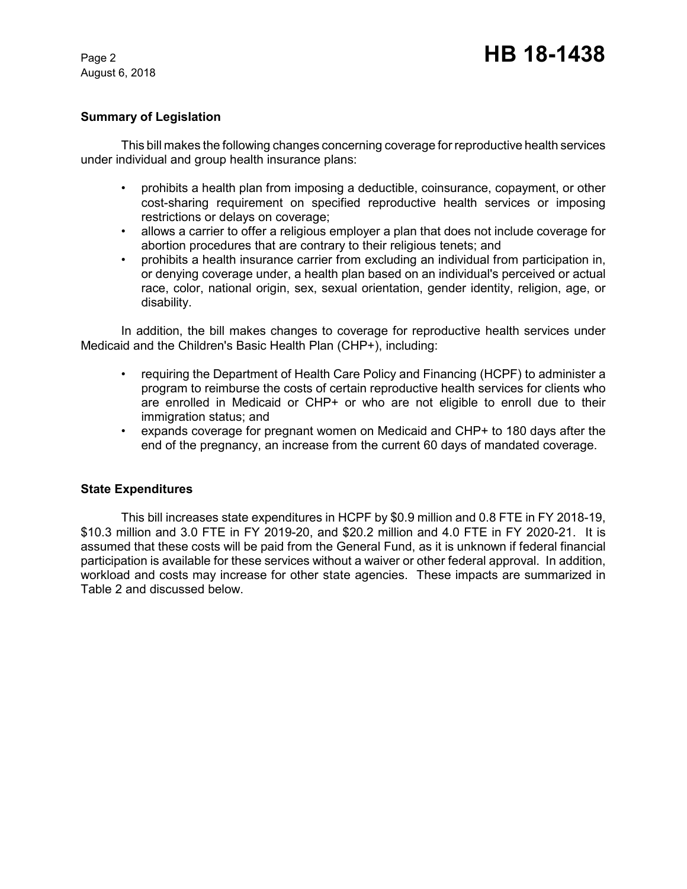### Summary of Legislation

This bill makes the following changes concerning coverage for reproductive health services under individual and group health insurance plans:

- prohibits a health plan from imposing a deductible, coinsurance, copayment, or other cost-sharing requirement on specified reproductive health services or imposing restrictions or delays on coverage;
- allows a carrier to offer a religious employer a plan that does not include coverage for abortion procedures that are contrary to their religious tenets; and
- prohibits a health insurance carrier from excluding an individual from participation in, or denying coverage under, a health plan based on an individual's perceived or actual race, color, national origin, sex, sexual orientation, gender identity, religion, age, or disability.

In addition, the bill makes changes to coverage for reproductive health services under Medicaid and the Children's Basic Health Plan (CHP+), including:

- requiring the Department of Health Care Policy and Financing (HCPF) to administer a program to reimburse the costs of certain reproductive health services for clients who are enrolled in Medicaid or CHP+ or who are not eligible to enroll due to their immigration status; and
- expands coverage for pregnant women on Medicaid and CHP+ to 180 days after the end of the pregnancy, an increase from the current 60 days of mandated coverage.

### State Expenditures

This bill increases state expenditures in HCPF by $0.9 million and 0.8 FTE in FY 2018-19, $10.3 million and 3.0 FTE in FY 2019-20, and $20.2 million and 4.0 FTE in FY 2020-21. It is assumed that these costs will be paid from the General Fund, as it is unknown if federal financial participation is available for these services without a waiver or other federal approval. In addition, workload and costs may increase for other state agencies. These impacts are summarized in Table 2 and discussed below.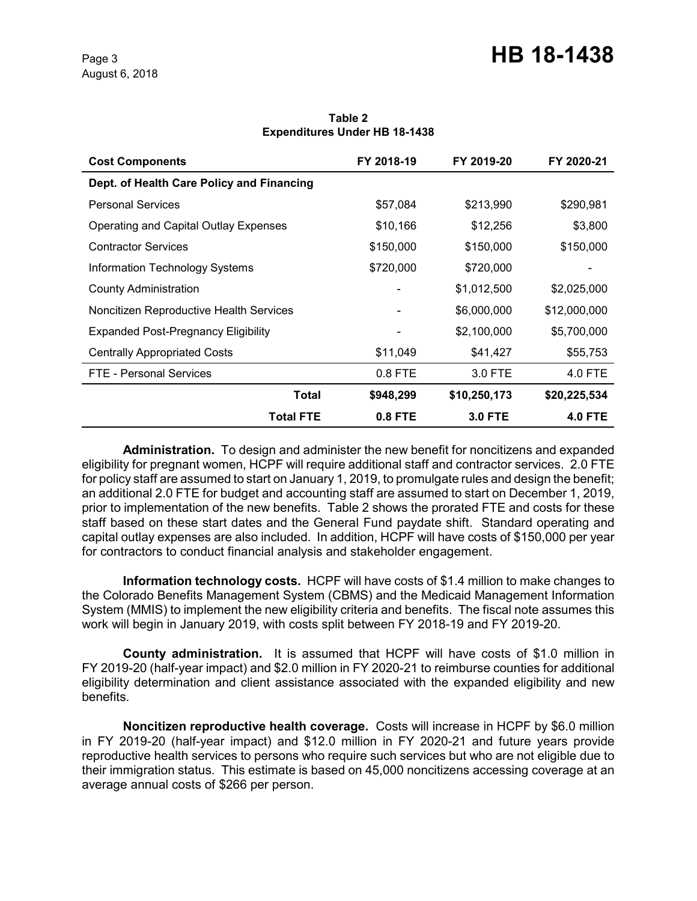**Table 2**
**Expenditures Under HB 18-1438**

| Cost Components | FY 2018-19 | FY 2019-20 | FY 2020-21 |
|---|---|---|---|
| **Dept. of Health Care Policy and Financing** | | | |
| Personal Services | $57,084 | $213,990 | $290,981 |
| Operating and Capital Outlay Expenses | $10,166 | $12,256 | $3,800 |
| Contractor Services | $150,000 | $150,000 | $150,000 |
| Information Technology Systems | $720,000 | $720,000 | - |
| County Administration | - | $1,012,500 | $2,025,000 |
| Noncitizen Reproductive Health Services | - | $6,000,000 | $12,000,000 |
| Expanded Post-Pregnancy Eligibility | - | $2,100,000 | $5,700,000 |
| Centrally Appropriated Costs | $11,049 | $41,427 | $55,753 |
| FTE - Personal Services | 0.8 FTE | 3.0 FTE | 4.0 FTE |
| **Total** | **$948,299** | **$10,250,173** | **$20,225,534** |
| **Total FTE** | **0.8 FTE** | **3.0 FTE** | **4.0 FTE** |

**Administration.** To design and administer the new benefit for noncitizens and expanded eligibility for pregnant women, HCPF will require additional staff and contractor services. 2.0 FTE for policy staff are assumed to start on January 1, 2019, to promulgate rules and design the benefit; an additional 2.0 FTE for budget and accounting staff are assumed to start on December 1, 2019, prior to implementation of the new benefits. Table 2 shows the prorated FTE and costs for these staff based on these start dates and the General Fund paydate shift. Standard operating and capital outlay expenses are also included. In addition, HCPF will have costs of $150,000 per year for contractors to conduct financial analysis and stakeholder engagement.

**Information technology costs.** HCPF will have costs of $1.4 million to make changes to the Colorado Benefits Management System (CBMS) and the Medicaid Management Information System (MMIS) to implement the new eligibility criteria and benefits. The fiscal note assumes this work will begin in January 2019, with costs split between FY 2018-19 and FY 2019-20.

**County administration.** It is assumed that HCPF will have costs of $1.0 million in FY 2019-20 (half-year impact) and $2.0 million in FY 2020-21 to reimburse counties for additional eligibility determination and client assistance associated with the expanded eligibility and new benefits.

**Noncitizen reproductive health coverage.** Costs will increase in HCPF by $6.0 million in FY 2019-20 (half-year impact) and $12.0 million in FY 2020-21 and future years provide reproductive health services to persons who require such services but who are not eligible due to their immigration status. This estimate is based on 45,000 noncitizens accessing coverage at an average annual costs of $266 per person.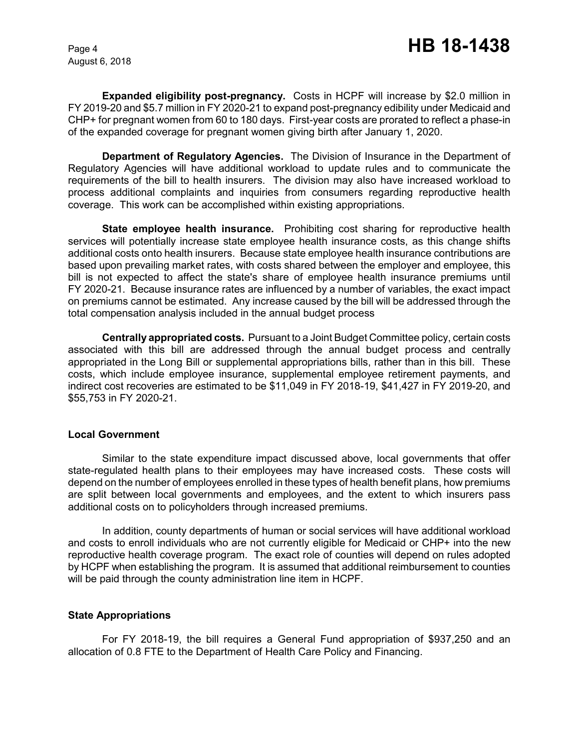**Expanded eligibility post-pregnancy.** Costs in HCPF will increase by $2.0 million in FY 2019-20 and $5.7 million in FY 2020-21 to expand post-pregnancy edibility under Medicaid and CHP+ for pregnant women from 60 to 180 days. First-year costs are prorated to reflect a phase-in of the expanded coverage for pregnant women giving birth after January 1, 2020.

**Department of Regulatory Agencies.** The Division of Insurance in the Department of Regulatory Agencies will have additional workload to update rules and to communicate the requirements of the bill to health insurers. The division may also have increased workload to process additional complaints and inquiries from consumers regarding reproductive health coverage. This work can be accomplished within existing appropriations.

**State employee health insurance.** Prohibiting cost sharing for reproductive health services will potentially increase state employee health insurance costs, as this change shifts additional costs onto health insurers. Because state employee health insurance contributions are based upon prevailing market rates, with costs shared between the employer and employee, this bill is not expected to affect the state's share of employee health insurance premiums until FY 2020-21. Because insurance rates are influenced by a number of variables, the exact impact on premiums cannot be estimated. Any increase caused by the bill will be addressed through the total compensation analysis included in the annual budget process

**Centrally appropriated costs.** Pursuant to a Joint Budget Committee policy, certain costs associated with this bill are addressed through the annual budget process and centrally appropriated in the Long Bill or supplemental appropriations bills, rather than in this bill. These costs, which include employee insurance, supplemental employee retirement payments, and indirect cost recoveries are estimated to be $11,049 in FY 2018-19, $41,427 in FY 2019-20, and $55,753 in FY 2020-21.

### Local Government

Similar to the state expenditure impact discussed above, local governments that offer state-regulated health plans to their employees may have increased costs. These costs will depend on the number of employees enrolled in these types of health benefit plans, how premiums are split between local governments and employees, and the extent to which insurers pass additional costs on to policyholders through increased premiums.

In addition, county departments of human or social services will have additional workload and costs to enroll individuals who are not currently eligible for Medicaid or CHP+ into the new reproductive health coverage program. The exact role of counties will depend on rules adopted by HCPF when establishing the program. It is assumed that additional reimbursement to counties will be paid through the county administration line item in HCPF.

### State Appropriations

For FY 2018-19, the bill requires a General Fund appropriation of $937,250 and an allocation of 0.8 FTE to the Department of Health Care Policy and Financing.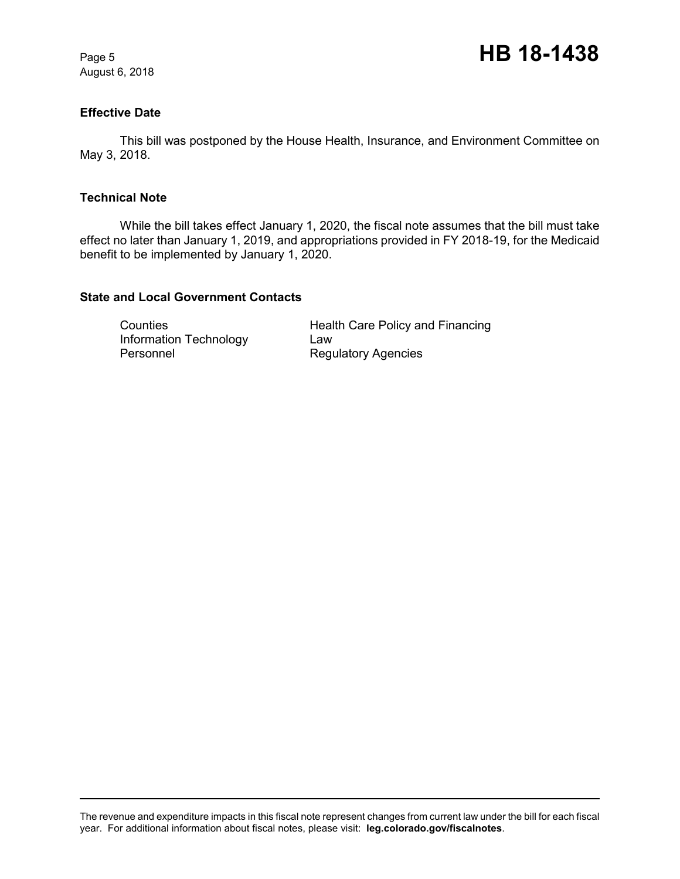## Effective Date

This bill was postponed by the House Health, Insurance, and Environment Committee on May 3, 2018.

## Technical Note

While the bill takes effect January 1, 2020, the fiscal note assumes that the bill must take effect no later than January 1, 2019, and appropriations provided in FY 2018-19, for the Medicaid benefit to be implemented by January 1, 2020.

## State and Local Government Contacts

| | |
|---|---|
| Counties | Health Care Policy and Financing |
| Information Technology | Law |
| Personnel | Regulatory Agencies |

The revenue and expenditure impacts in this fiscal note represent changes from current law under the bill for each fiscal year. For additional information about fiscal notes, please visit: **leg.colorado.gov/fiscalnotes**.